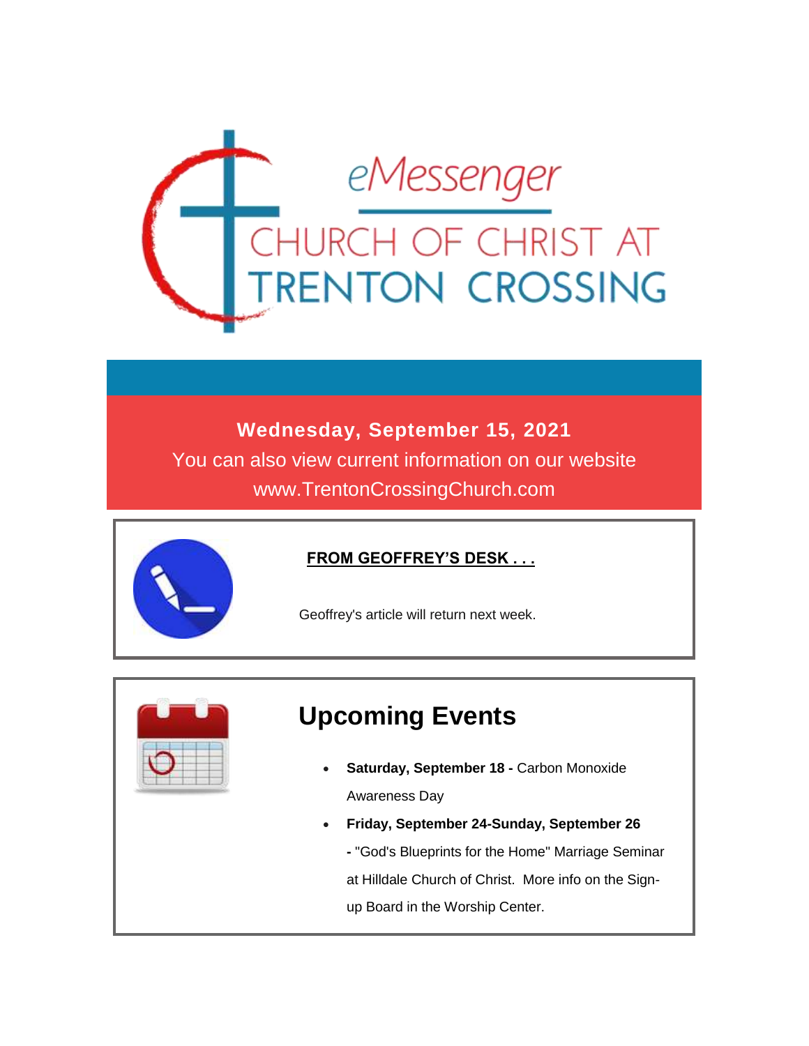# eMessenger

## CHURCH OF CHRIST AT TRENTON CROSSING

**Wednesday, September 15, 2021**

You can also view current information on our website www.TrentonCrossingChurch.com

**FROM GEOFFREY'S DESK . . .**

Geoffrey's article will return next week.

## Upcoming Events

- **Saturday, September 18 -** Carbon Monoxide Awareness Day
- **Friday, September 24-Sunday, September 26 -** "God's Blueprints for the Home" Marriage Seminar at Hilldale Church of Christ. More info on the Sign-up Board in the Worship Center.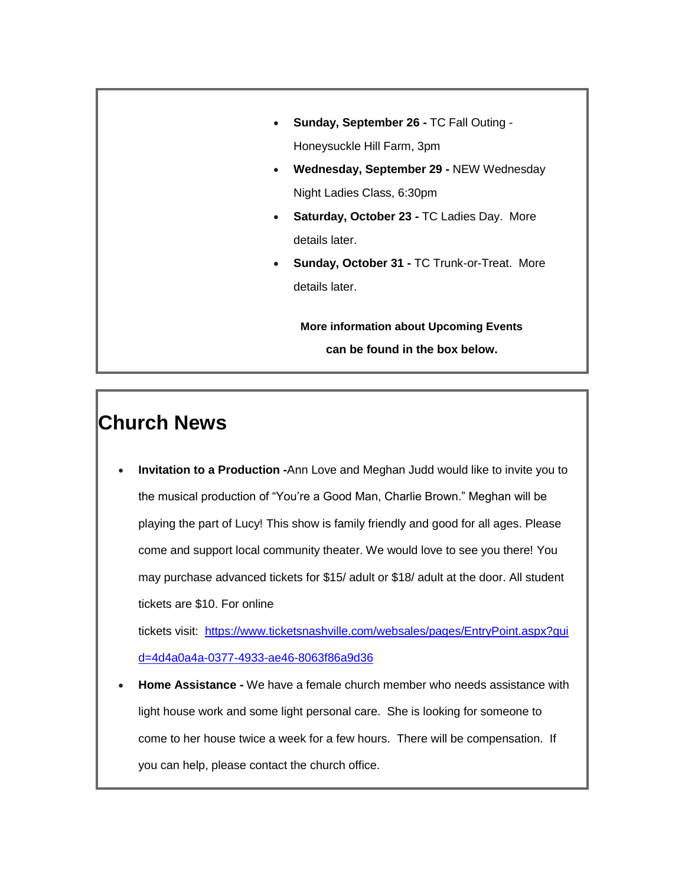- **Sunday, September 26 -** TC Fall Outing - Honeysuckle Hill Farm, 3pm
- **Wednesday, September 29 -** NEW Wednesday Night Ladies Class, 6:30pm
- **Saturday, October 23 -** TC Ladies Day.  More details later.
- **Sunday, October 31 -** TC Trunk-or-Treat.  More details later.

**More information about Upcoming Events can be found in the box below.**

# Church News

- **Invitation to a Production -**Ann Love and Meghan Judd would like to invite you to the musical production of "You're a Good Man, Charlie Brown." Meghan will be playing the part of Lucy! This show is family friendly and good for all ages. Please come and support local community theater. We would love to see you there! You may purchase advanced tickets for $15/ adult or $18/ adult at the door. All student tickets are $10. For online tickets visit: [https://www.ticketsnashville.com/websales/pages/EntryPoint.aspx?guid=4d4a0a4a-0377-4933-ae46-8063f86a9d36](https://www.ticketsnashville.com/websales/pages/EntryPoint.aspx?guid=4d4a0a4a-0377-4933-ae46-8063f86a9d36)
- **Home Assistance -** We have a female church member who needs assistance with light house work and some light personal care.  She is looking for someone to come to her house twice a week for a few hours.  There will be compensation.  If you can help, please contact the church office.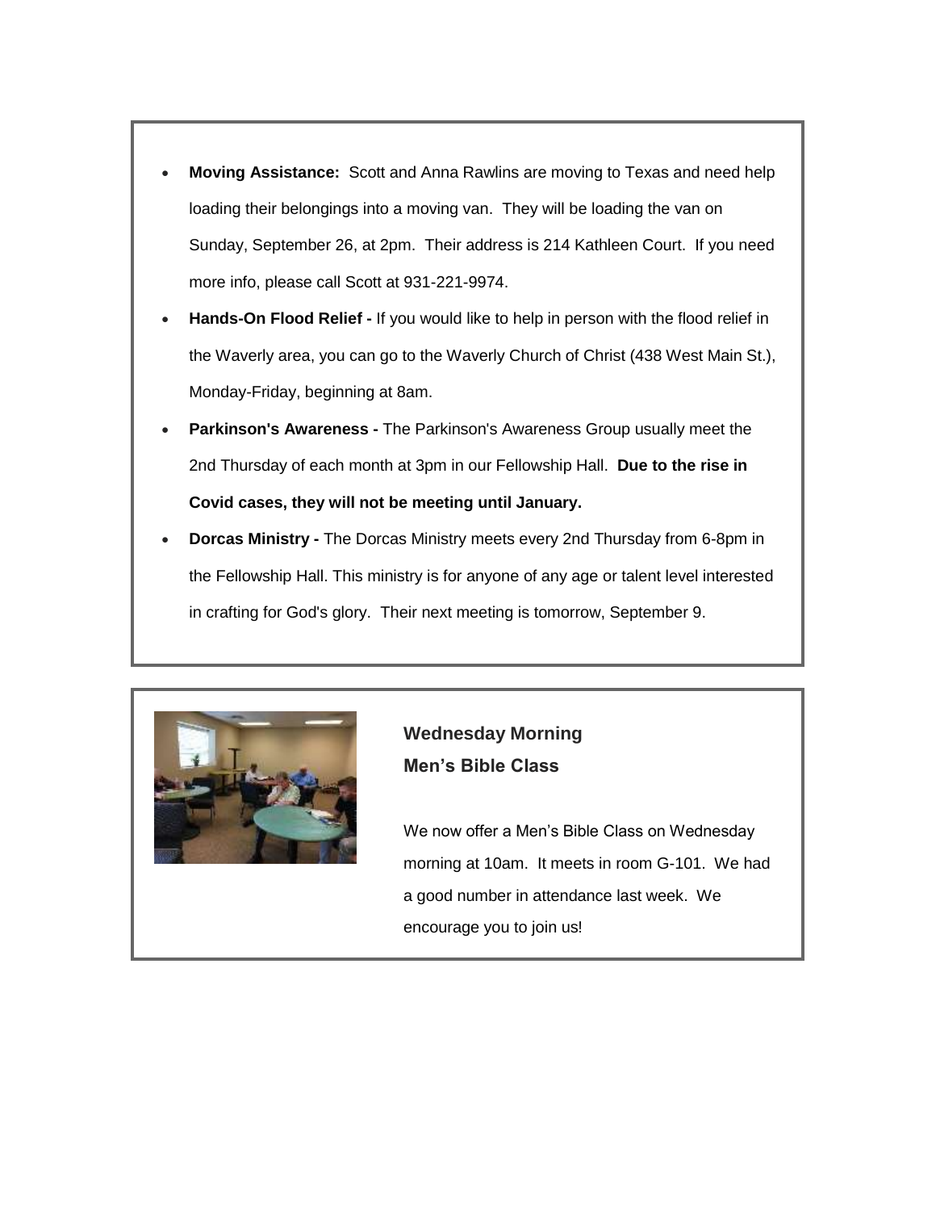- **Moving Assistance:** Scott and Anna Rawlins are moving to Texas and need help loading their belongings into a moving van. They will be loading the van on Sunday, September 26, at 2pm. Their address is 214 Kathleen Court. If you need more info, please call Scott at 931-221-9974.
- **Hands-On Flood Relief -** If you would like to help in person with the flood relief in the Waverly area, you can go to the Waverly Church of Christ (438 West Main St.), Monday-Friday, beginning at 8am.
- **Parkinson's Awareness -** The Parkinson's Awareness Group usually meet the 2nd Thursday of each month at 3pm in our Fellowship Hall. **Due to the rise in Covid cases, they will not be meeting until January.**
- **Dorcas Ministry -** The Dorcas Ministry meets every 2nd Thursday from 6-8pm in the Fellowship Hall. This ministry is for anyone of any age or talent level interested in crafting for God's glory. Their next meeting is tomorrow, September 9.

### Wednesday Morning Men's Bible Class

We now offer a Men's Bible Class on Wednesday morning at 10am. It meets in room G-101. We had a good number in attendance last week. We encourage you to join us!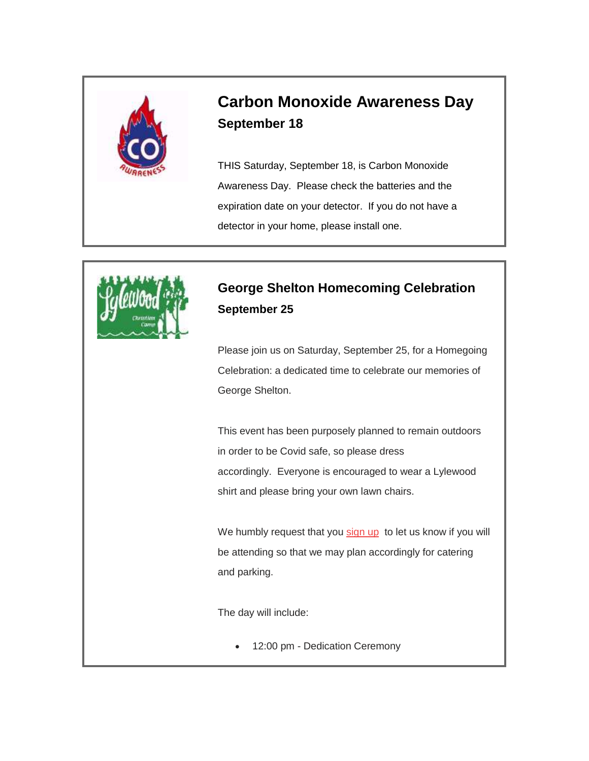## Carbon Monoxide Awareness Day

**September 18**

THIS Saturday, September 18, is Carbon Monoxide Awareness Day. Please check the batteries and the expiration date on your detector. If you do not have a detector in your home, please install one.

## George Shelton Homecoming Celebration

**September 25**

Please join us on Saturday, September 25, for a Homegoing Celebration: a dedicated time to celebrate our memories of George Shelton.

This event has been purposely planned to remain outdoors in order to be Covid safe, so please dress accordingly. Everyone is encouraged to wear a Lylewood shirt and please bring your own lawn chairs.

We humbly request that you sign up to let us know if you will be attending so that we may plan accordingly for catering and parking.

The day will include:

- 12:00 pm - Dedication Ceremony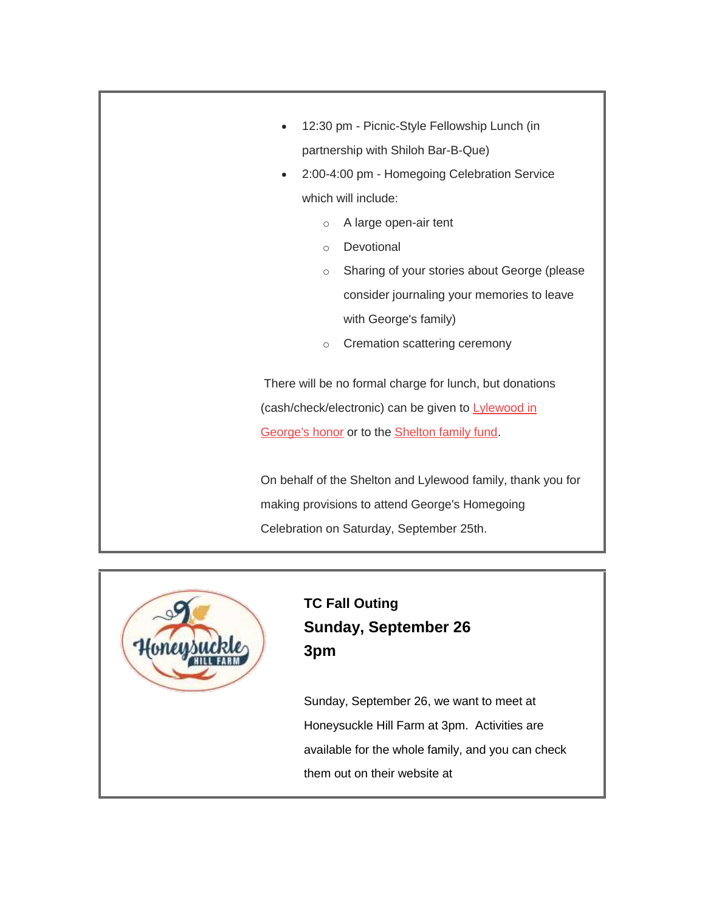- 12:30 pm - Picnic-Style Fellowship Lunch (in partnership with Shiloh Bar-B-Que)
- 2:00-4:00 pm - Homegoing Celebration Service which will include:
  - A large open-air tent
  - Devotional
  - Sharing of your stories about George (please consider journaling your memories to leave with George's family)
  - Cremation scattering ceremony

There will be no formal charge for lunch, but donations (cash/check/electronic) can be given to Lylewood in George's honor or to the Shelton family fund.

On behalf of the Shelton and Lylewood family, thank you for making provisions to attend George's Homegoing Celebration on Saturday, September 25th.

**TC Fall Outing**
**Sunday, September 26**
**3pm**

Sunday, September 26, we want to meet at Honeysuckle Hill Farm at 3pm. Activities are available for the whole family, and you can check them out on their website at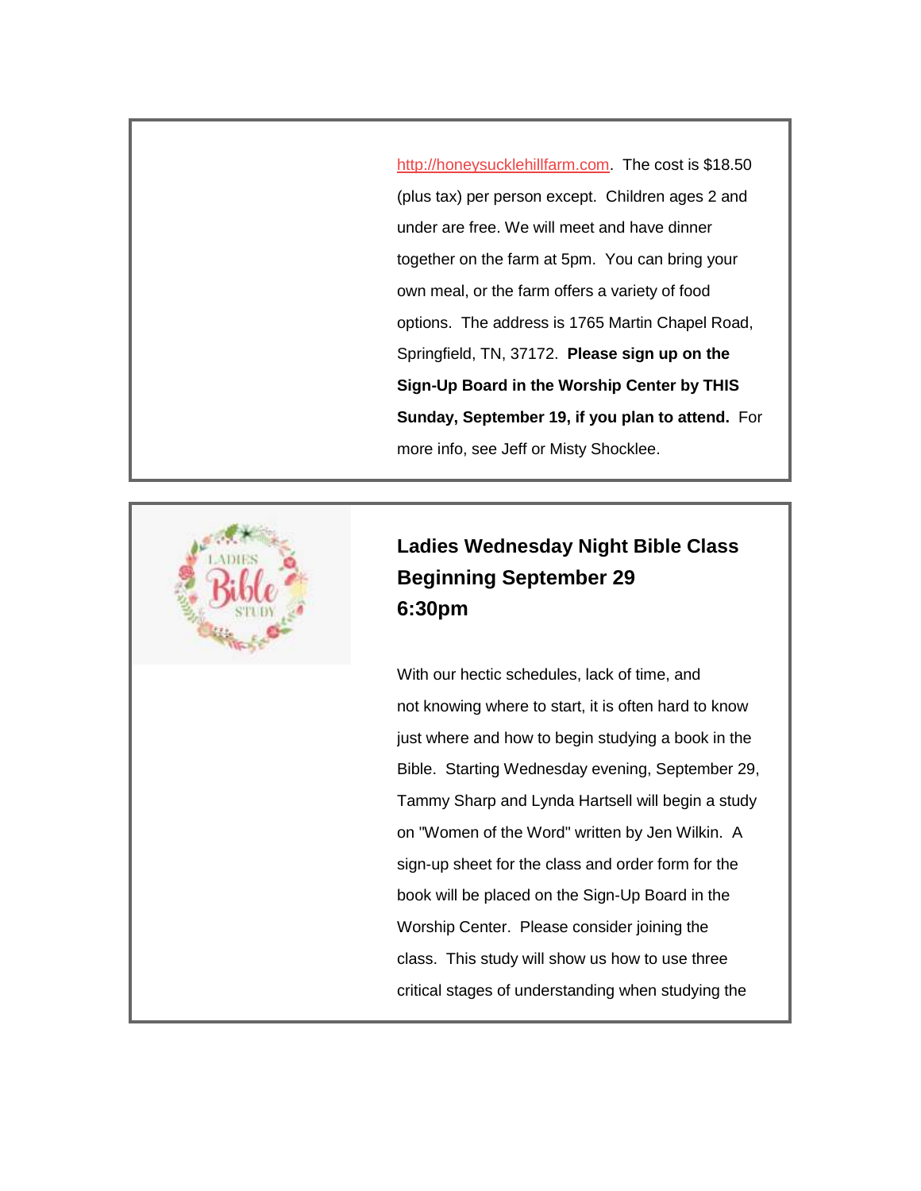http://honeysucklehillfarm.com. The cost is $18.50 (plus tax) per person except. Children ages 2 and under are free. We will meet and have dinner together on the farm at 5pm. You can bring your own meal, or the farm offers a variety of food options. The address is 1765 Martin Chapel Road, Springfield, TN, 37172. **Please sign up on the Sign-Up Board in the Worship Center by THIS Sunday, September 19, if you plan to attend.** For more info, see Jeff or Misty Shocklee.

## Ladies Wednesday Night Bible Class Beginning September 29 6:30pm

With our hectic schedules, lack of time, and not knowing where to start, it is often hard to know just where and how to begin studying a book in the Bible. Starting Wednesday evening, September 29, Tammy Sharp and Lynda Hartsell will begin a study on "Women of the Word" written by Jen Wilkin. A sign-up sheet for the class and order form for the book will be placed on the Sign-Up Board in the Worship Center. Please consider joining the class. This study will show us how to use three critical stages of understanding when studying the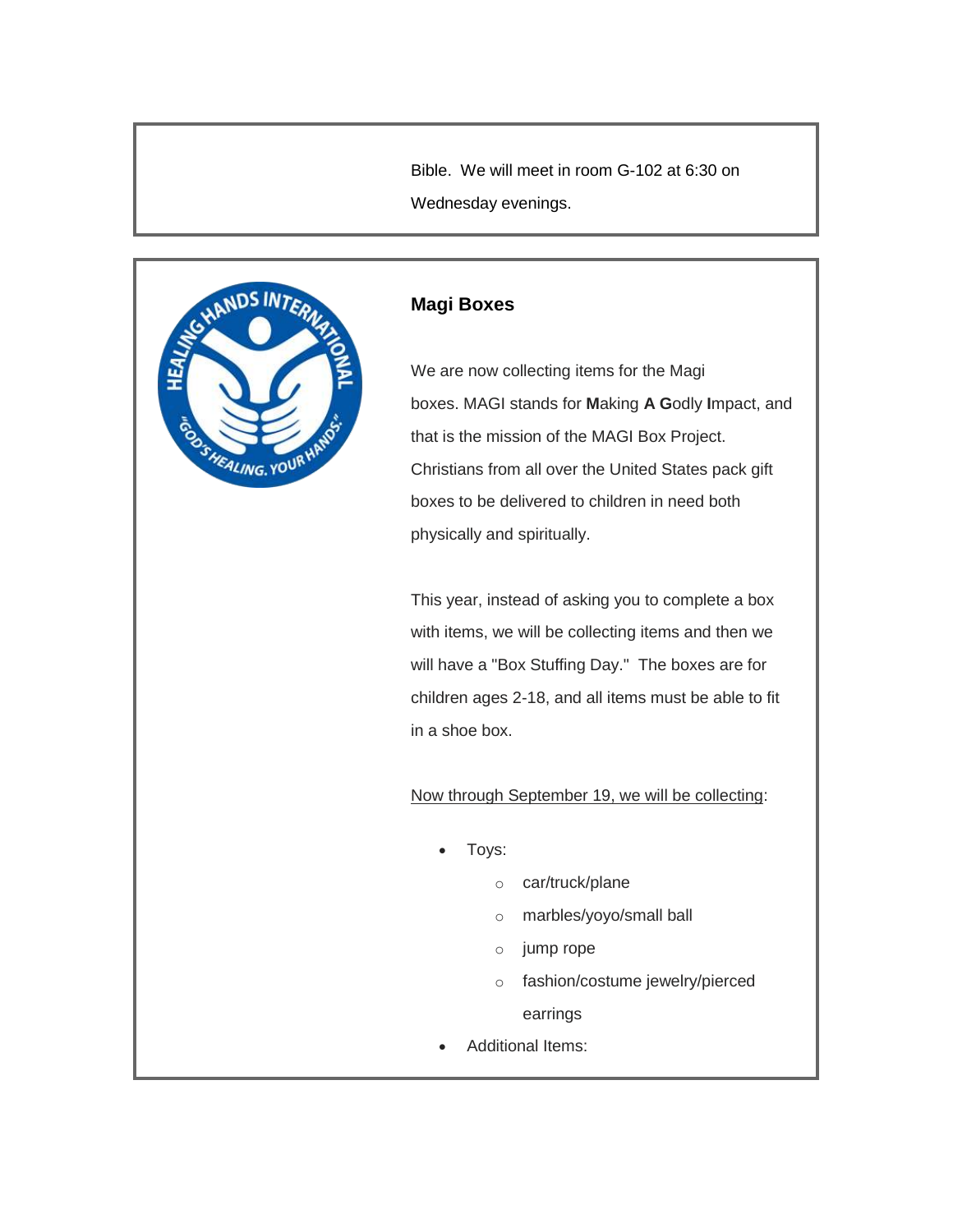Bible. We will meet in room G-102 at 6:30 on Wednesday evenings.

## Magi Boxes

We are now collecting items for the Magi boxes. MAGI stands for **M**aking **A G**odly **I**mpact, and that is the mission of the MAGI Box Project. Christians from all over the United States pack gift boxes to be delivered to children in need both physically and spiritually.

This year, instead of asking you to complete a box with items, we will be collecting items and then we will have a "Box Stuffing Day." The boxes are for children ages 2-18, and all items must be able to fit in a shoe box.

<u>Now through September 19, we will be collecting</u>:

- Toys:
  - car/truck/plane
  - marbles/yoyo/small ball
  - jump rope
  - fashion/costume jewelry/pierced earrings
- Additional Items: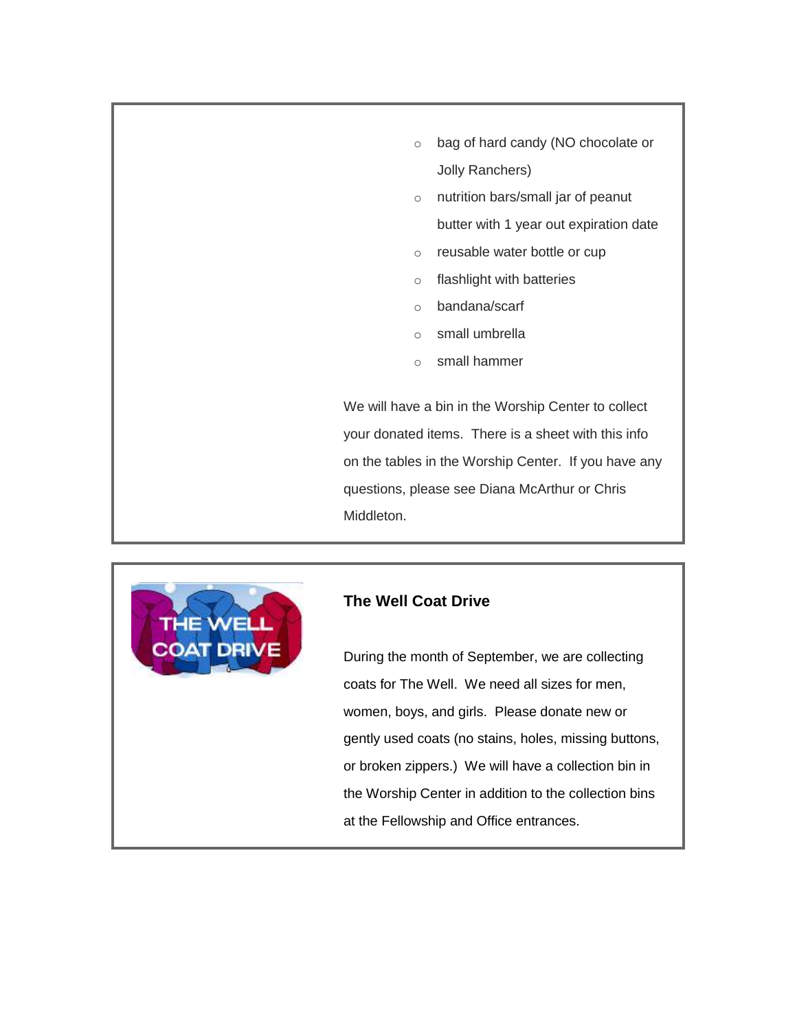- bag of hard candy (NO chocolate or Jolly Ranchers)
- nutrition bars/small jar of peanut butter with 1 year out expiration date
- reusable water bottle or cup
- flashlight with batteries
- bandana/scarf
- small umbrella
- small hammer

We will have a bin in the Worship Center to collect your donated items. There is a sheet with this info on the tables in the Worship Center. If you have any questions, please see Diana McArthur or Chris Middleton.

**The Well Coat Drive**

During the month of September, we are collecting coats for The Well. We need all sizes for men, women, boys, and girls. Please donate new or gently used coats (no stains, holes, missing buttons, or broken zippers.) We will have a collection bin in the Worship Center in addition to the collection bins at the Fellowship and Office entrances.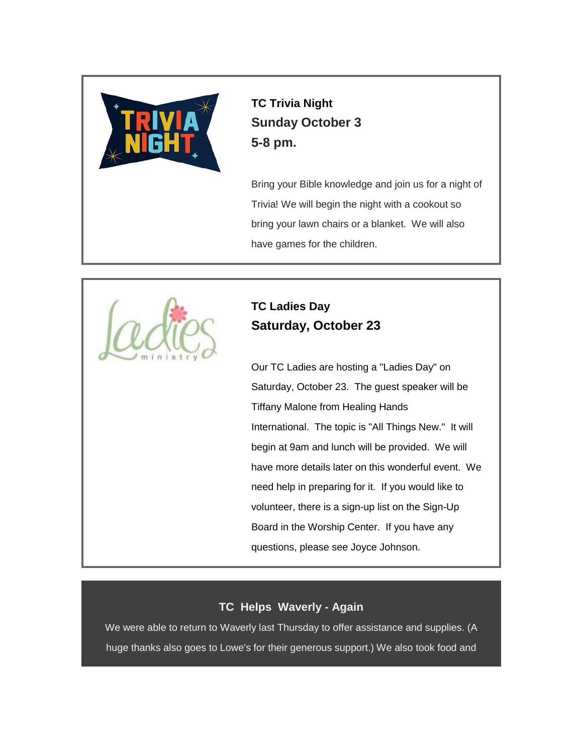**TC Trivia Night**
**Sunday October 3**
**5-8 pm.**

Bring your Bible knowledge and join us for a night of Trivia! We will begin the night with a cookout so bring your lawn chairs or a blanket. We will also have games for the children.

**TC Ladies Day**
**Saturday, October 23**

Our TC Ladies are hosting a "Ladies Day" on Saturday, October 23. The guest speaker will be Tiffany Malone from Healing Hands International. The topic is "All Things New." It will begin at 9am and lunch will be provided. We will have more details later on this wonderful event. We need help in preparing for it. If you would like to volunteer, there is a sign-up list on the Sign-Up Board in the Worship Center. If you have any questions, please see Joyce Johnson.

**TC Helps Waverly - Again**

We were able to return to Waverly last Thursday to offer assistance and supplies. (A huge thanks also goes to Lowe's for their generous support.) We also took food and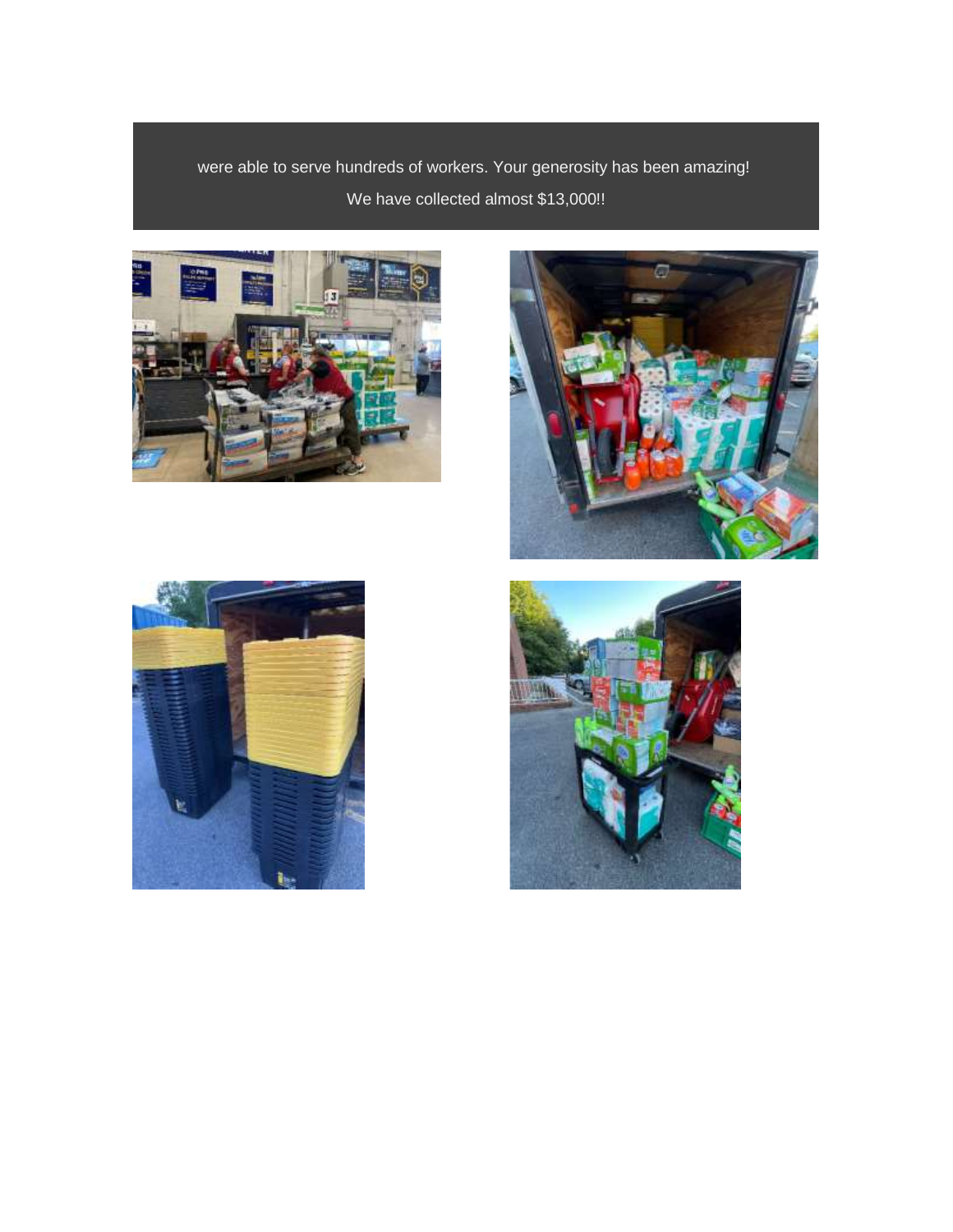were able to serve hundreds of workers. Your generosity has been amazing!

We have collected almost $13,000!!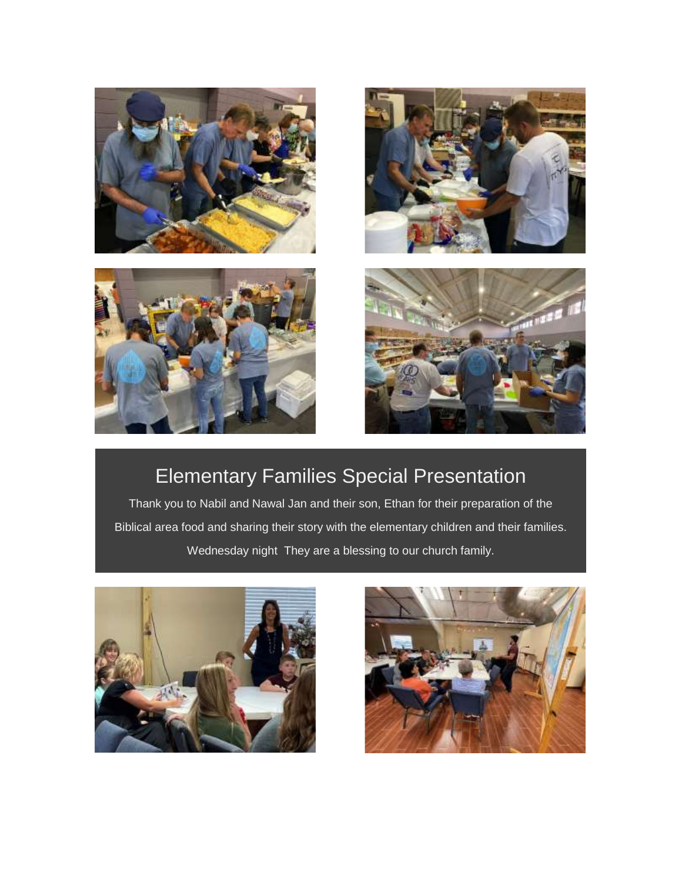## Elementary Families Special Presentation

Thank you to Nabil and Nawal Jan and their son, Ethan for their preparation of the Biblical area food and sharing their story with the elementary children and their families. Wednesday night  They are a blessing to our church family.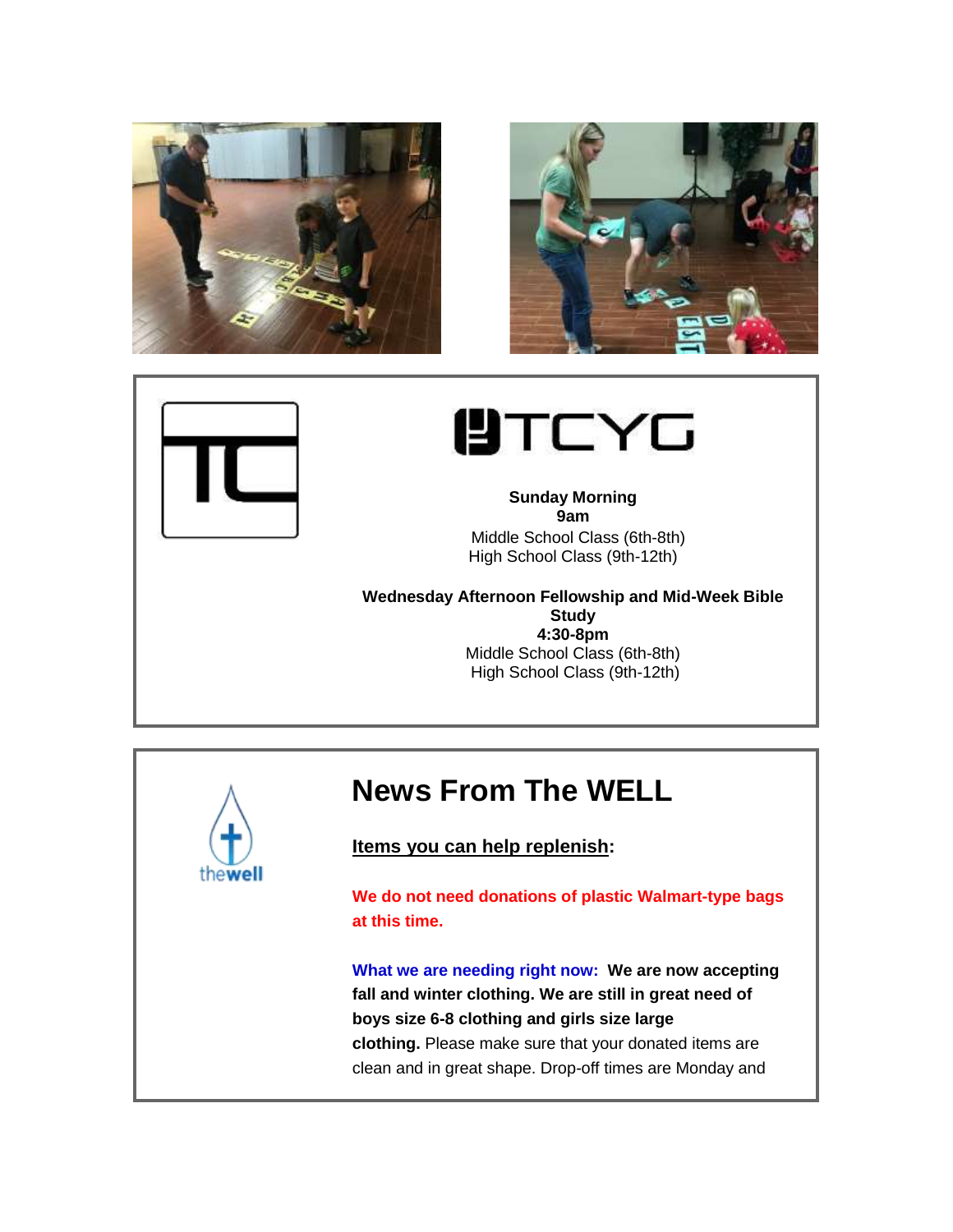TCYG

**Sunday Morning**
**9am**
Middle School Class (6th-8th)
High School Class (9th-12th)

**Wednesday Afternoon Fellowship and Mid-Week Bible Study**
**4:30-8pm**
Middle School Class (6th-8th)
High School Class (9th-12th)

thewell

# News From The WELL

**Items you can help replenish:**

**We do not need donations of plastic Walmart-type bags at this time.**

**What we are needing right now:** **We are now accepting fall and winter clothing. We are still in great need of boys size 6-8 clothing and girls size large clothing.** Please make sure that your donated items are clean and in great shape. Drop-off times are Monday and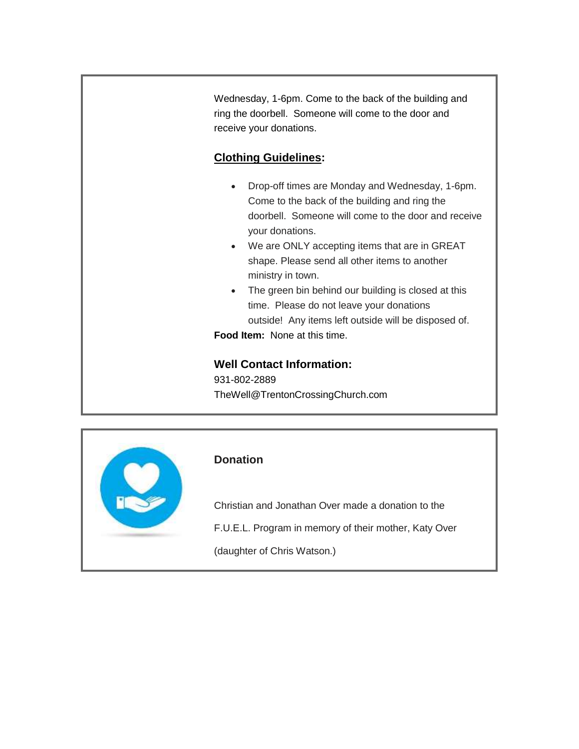Wednesday, 1-6pm. Come to the back of the building and ring the doorbell. Someone will come to the door and receive your donations.

**Clothing Guidelines:**

- Drop-off times are Monday and Wednesday, 1-6pm. Come to the back of the building and ring the doorbell. Someone will come to the door and receive your donations.
- We are ONLY accepting items that are in GREAT shape. Please send all other items to another ministry in town.
- The green bin behind our building is closed at this time. Please do not leave your donations outside! Any items left outside will be disposed of.

**Food Item:** None at this time.

### Well Contact Information:

931-802-2889
TheWell@TrentonCrossingChurch.com

### Donation

Christian and Jonathan Over made a donation to the F.U.E.L. Program in memory of their mother, Katy Over (daughter of Chris Watson.)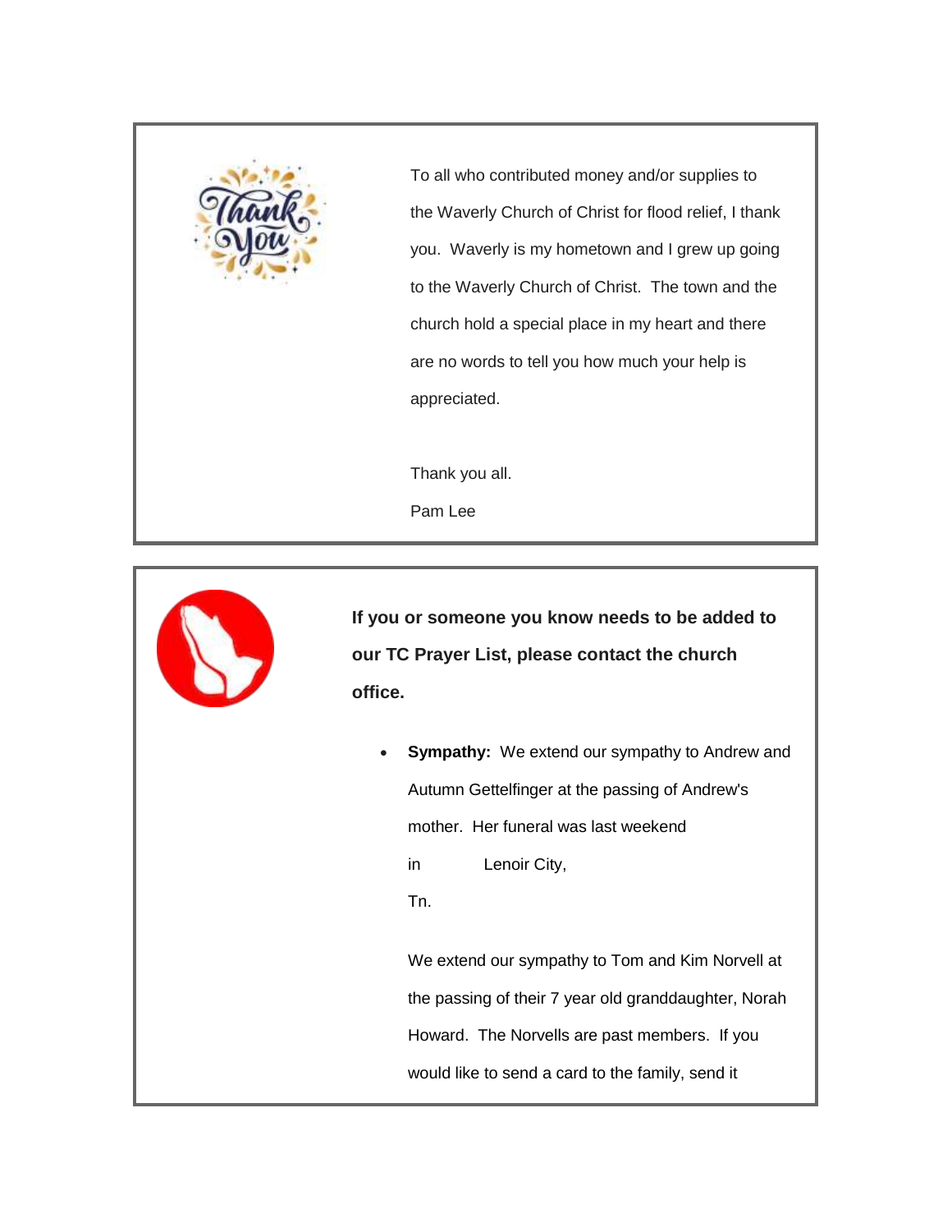To all who contributed money and/or supplies to the Waverly Church of Christ for flood relief, I thank you. Waverly is my hometown and I grew up going to the Waverly Church of Christ. The town and the church hold a special place in my heart and there are no words to tell you how much your help is appreciated.

Thank you all.

Pam Lee

**If you or someone you know needs to be added to our TC Prayer List, please contact the church office.**

- **Sympathy:** We extend our sympathy to Andrew and Autumn Gettelfinger at the passing of Andrew's mother. Her funeral was last weekend in Lenoir City, Tn.

  We extend our sympathy to Tom and Kim Norvell at the passing of their 7 year old granddaughter, Norah Howard. The Norvells are past members. If you would like to send a card to the family, send it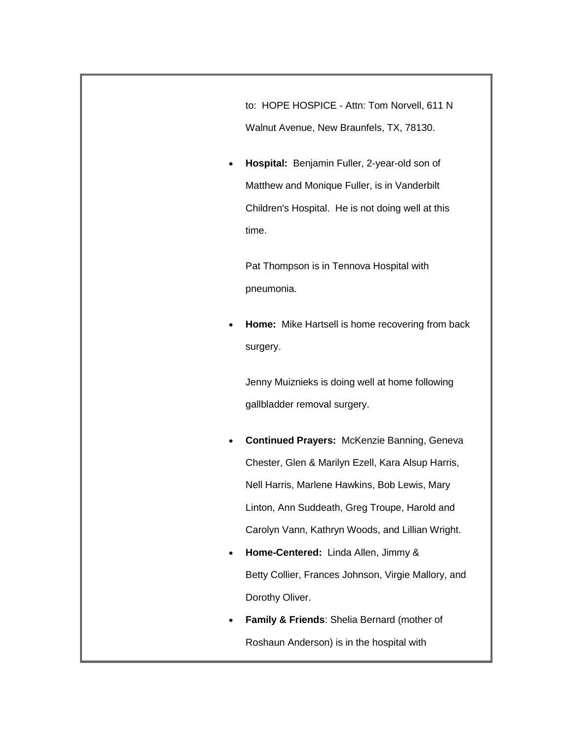to: HOPE HOSPICE - Attn: Tom Norvell, 611 N Walnut Avenue, New Braunfels, TX, 78130.

- **Hospital:** Benjamin Fuller, 2-year-old son of Matthew and Monique Fuller, is in Vanderbilt Children's Hospital. He is not doing well at this time.

  Pat Thompson is in Tennova Hospital with pneumonia.

- **Home:** Mike Hartsell is home recovering from back surgery.

  Jenny Muiznieks is doing well at home following gallbladder removal surgery.

- **Continued Prayers:** McKenzie Banning, Geneva Chester, Glen & Marilyn Ezell, Kara Alsup Harris, Nell Harris, Marlene Hawkins, Bob Lewis, Mary Linton, Ann Suddeath, Greg Troupe, Harold and Carolyn Vann, Kathryn Woods, and Lillian Wright.
- **Home-Centered:** Linda Allen, Jimmy & Betty Collier, Frances Johnson, Virgie Mallory, and Dorothy Oliver.
- **Family & Friends**: Shelia Bernard (mother of Roshaun Anderson) is in the hospital with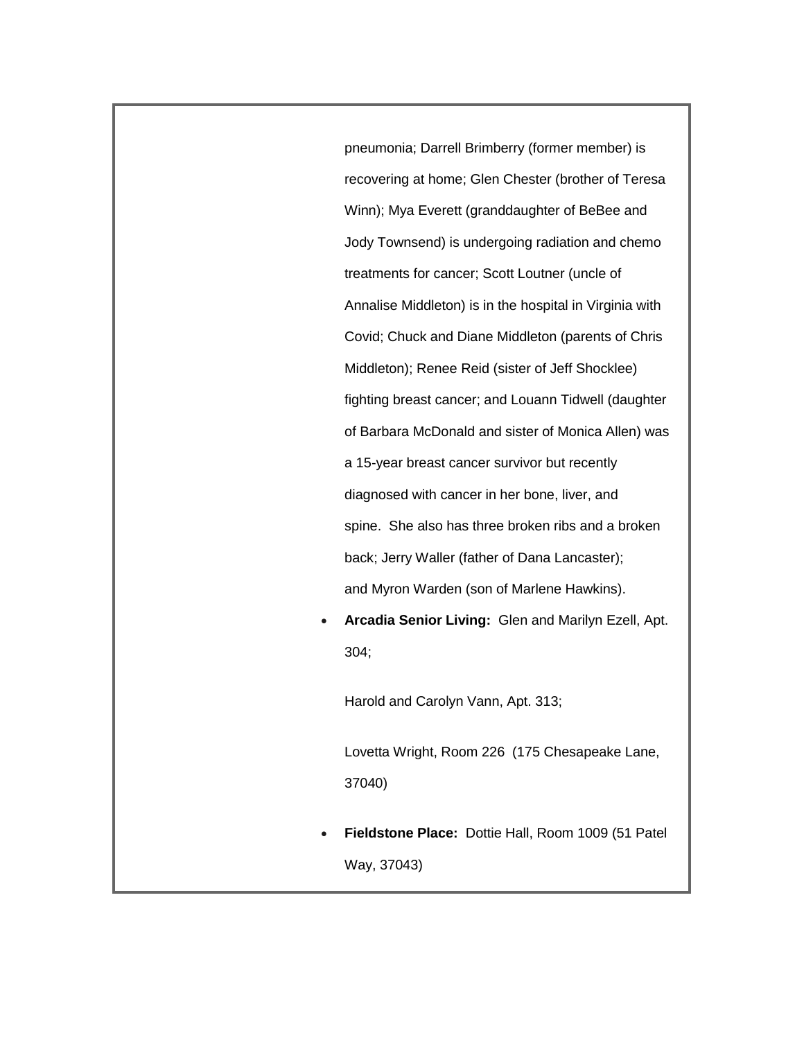pneumonia; Darrell Brimberry (former member) is recovering at home; Glen Chester (brother of Teresa Winn); Mya Everett (granddaughter of BeBee and Jody Townsend) is undergoing radiation and chemo treatments for cancer; Scott Loutner (uncle of Annalise Middleton) is in the hospital in Virginia with Covid; Chuck and Diane Middleton (parents of Chris Middleton); Renee Reid (sister of Jeff Shocklee) fighting breast cancer; and Louann Tidwell (daughter of Barbara McDonald and sister of Monica Allen) was a 15-year breast cancer survivor but recently diagnosed with cancer in her bone, liver, and spine. She also has three broken ribs and a broken back; Jerry Waller (father of Dana Lancaster); and Myron Warden (son of Marlene Hawkins).

- **Arcadia Senior Living:** Glen and Marilyn Ezell, Apt. 304;

  Harold and Carolyn Vann, Apt. 313;

  Lovetta Wright, Room 226 (175 Chesapeake Lane, 37040)

- **Fieldstone Place:** Dottie Hall, Room 1009 (51 Patel Way, 37043)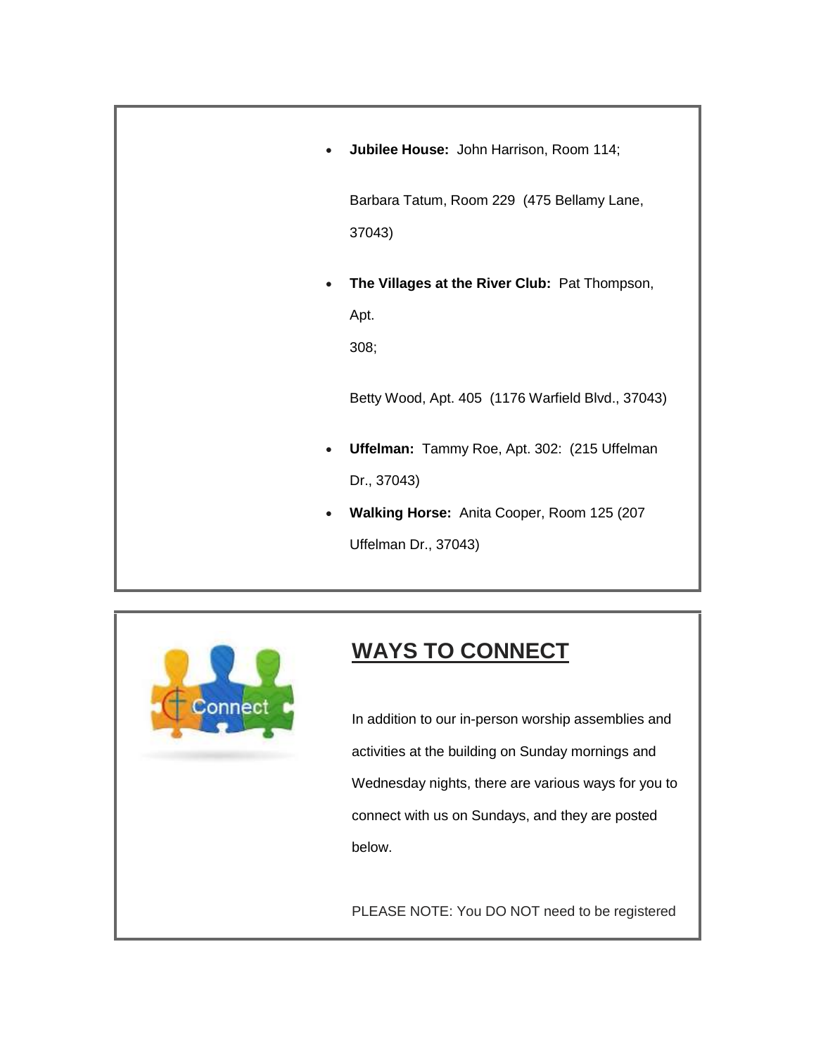- **Jubilee House:** John Harrison, Room 114;

  Barbara Tatum, Room 229 (475 Bellamy Lane, 37043)

- **The Villages at the River Club:** Pat Thompson, Apt. 308;

  Betty Wood, Apt. 405 (1176 Warfield Blvd., 37043)

- **Uffelman:** Tammy Roe, Apt. 302: (215 Uffelman Dr., 37043)
- **Walking Horse:** Anita Cooper, Room 125 (207 Uffelman Dr., 37043)

## WAYS TO CONNECT

In addition to our in-person worship assemblies and activities at the building on Sunday mornings and Wednesday nights, there are various ways for you to connect with us on Sundays, and they are posted below.

PLEASE NOTE: You DO NOT need to be registered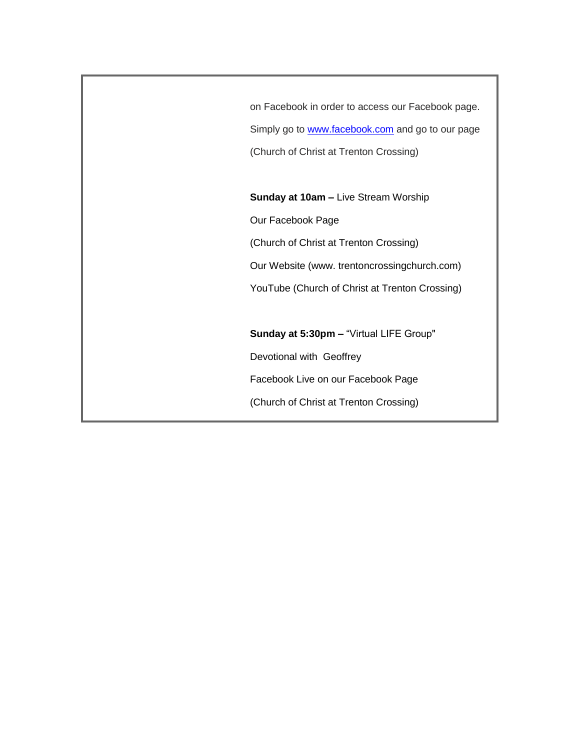on Facebook in order to access our Facebook page. Simply go to www.facebook.com and go to our page (Church of Christ at Trenton Crossing)

**Sunday at 10am –** Live Stream Worship

Our Facebook Page

(Church of Christ at Trenton Crossing)

Our Website (www. trentoncrossingchurch.com)

YouTube (Church of Christ at Trenton Crossing)

**Sunday at 5:30pm –** "Virtual LIFE Group"

Devotional with Geoffrey

Facebook Live on our Facebook Page

(Church of Christ at Trenton Crossing)